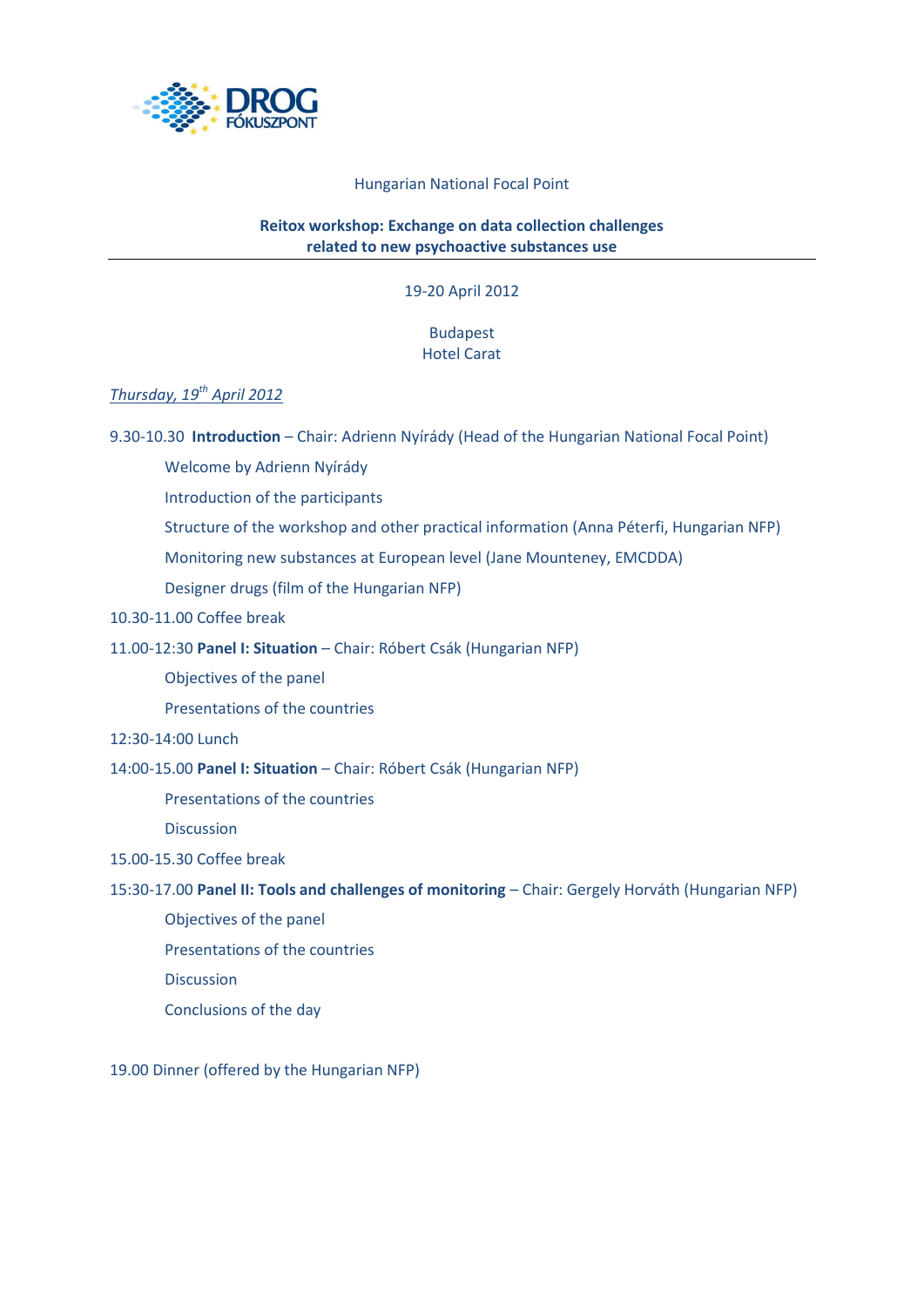Hungarian National Focal Point

**Reitox workshop: Exchange on data collection challenges related to new psychoactive substances use**

---

19-20 April 2012

Budapest
Hotel Carat

*Thursday, 19th April 2012*

9.30-10.30 **Introduction** – Chair: Adrienn Nyírády (Head of the Hungarian National Focal Point)

- Welcome by Adrienn Nyírády
- Introduction of the participants
- Structure of the workshop and other practical information (Anna Péterfi, Hungarian NFP)
- Monitoring new substances at European level (Jane Mounteney, EMCDDA)
- Designer drugs (film of the Hungarian NFP)

10.30-11.00 Coffee break

11.00-12:30 **Panel I: Situation** – Chair: Róbert Csák (Hungarian NFP)

- Objectives of the panel
- Presentations of the countries

12:30-14:00 Lunch

14:00-15.00 **Panel I: Situation** – Chair: Róbert Csák (Hungarian NFP)

- Presentations of the countries
- Discussion

15.00-15.30 Coffee break

15:30-17.00 **Panel II: Tools and challenges of monitoring** – Chair: Gergely Horváth (Hungarian NFP)

- Objectives of the panel
- Presentations of the countries
- Discussion
- Conclusions of the day

19.00 Dinner (offered by the Hungarian NFP)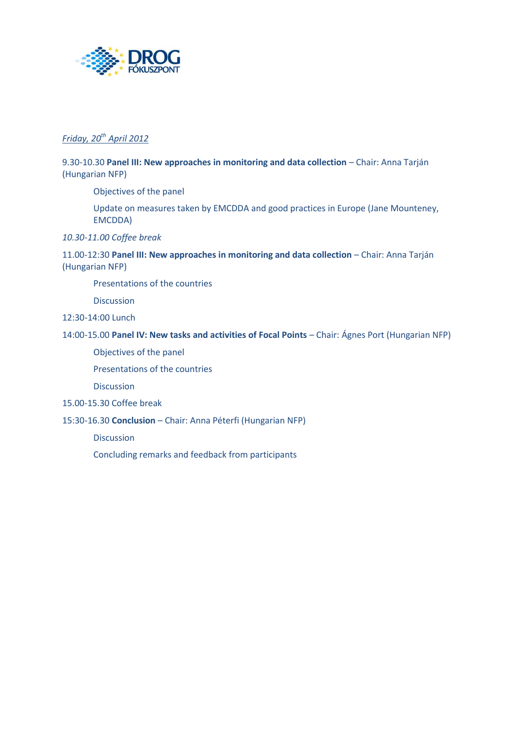*Friday, 20th April 2012*

9.30-10.30 **Panel III: New approaches in monitoring and data collection** – Chair: Anna Tarján (Hungarian NFP)

Objectives of the panel

Update on measures taken by EMCDDA and good practices in Europe (Jane Mounteney, EMCDDA)

*10.30-11.00 Coffee break*

11.00-12:30 **Panel III: New approaches in monitoring and data collection** – Chair: Anna Tarján (Hungarian NFP)

Presentations of the countries

Discussion

12:30-14:00 Lunch

14:00-15.00 **Panel IV: New tasks and activities of Focal Points** – Chair: Ágnes Port (Hungarian NFP)

Objectives of the panel

Presentations of the countries

Discussion

15.00-15.30 Coffee break

15:30-16.30 **Conclusion** – Chair: Anna Péterfi (Hungarian NFP)

Discussion

Concluding remarks and feedback from participants